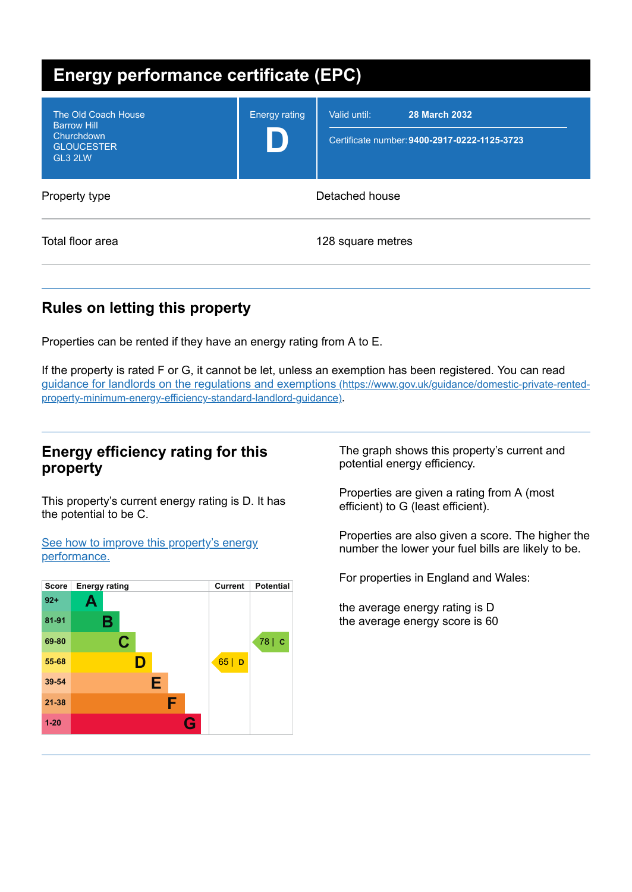# Energy performance certificate (EPC)

| | | |
|---|---|---|
| The Old Coach House<br>Barrow Hill<br>Churchdown<br>GLOUCESTER<br>GL3 2LW | Energy rating<br>**D** | Valid until: **28 March 2032**<br>Certificate number: **9400-2917-0222-1125-3723** |

| | |
|---|---|
| Property type | Detached house |
| Total floor area | 128 square metres |

## Rules on letting this property

Properties can be rented if they have an energy rating from A to E.

If the property is rated F or G, it cannot be let, unless an exemption has been registered. You can read [guidance for landlords on the regulations and exemptions (https://www.gov.uk/guidance/domestic-private-rented-property-minimum-energy-efficiency-standard-landlord-guidance)](https://www.gov.uk/guidance/domestic-private-rented-property-minimum-energy-efficiency-standard-landlord-guidance).

## Energy efficiency rating for this property

This property's current energy rating is D. It has the potential to be C.

[See how to improve this property's energy performance.]()

| Score | Energy rating | Current | Potential |
|---|---|---|---|
| 92+ | A | | |
| 81-91 | B | | |
| 69-80 | C | | 78 \| C |
| 55-68 | D | 65 \| D | |
| 39-54 | E | | |
| 21-38 | F | | |
| 1-20 | G | | |

The graph shows this property's current and potential energy efficiency.

Properties are given a rating from A (most efficient) to G (least efficient).

Properties are also given a score. The higher the number the lower your fuel bills are likely to be.

For properties in England and Wales:

the average energy rating is D
the average energy score is 60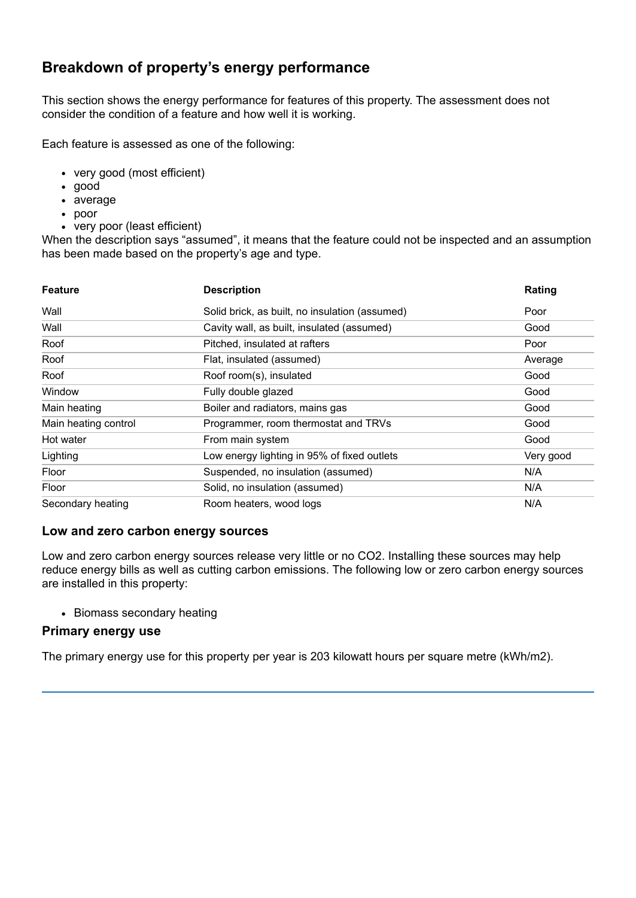## Breakdown of property's energy performance

This section shows the energy performance for features of this property. The assessment does not consider the condition of a feature and how well it is working.

Each feature is assessed as one of the following:

- very good (most efficient)
- good
- average
- poor
- very poor (least efficient)

When the description says "assumed", it means that the feature could not be inspected and an assumption has been made based on the property's age and type.

| Feature | Description | Rating |
|---|---|---|
| Wall | Solid brick, as built, no insulation (assumed) | Poor |
| Wall | Cavity wall, as built, insulated (assumed) | Good |
| Roof | Pitched, insulated at rafters | Poor |
| Roof | Flat, insulated (assumed) | Average |
| Roof | Roof room(s), insulated | Good |
| Window | Fully double glazed | Good |
| Main heating | Boiler and radiators, mains gas | Good |
| Main heating control | Programmer, room thermostat and TRVs | Good |
| Hot water | From main system | Good |
| Lighting | Low energy lighting in 95% of fixed outlets | Very good |
| Floor | Suspended, no insulation (assumed) | N/A |
| Floor | Solid, no insulation (assumed) | N/A |
| Secondary heating | Room heaters, wood logs | N/A |

### Low and zero carbon energy sources

Low and zero carbon energy sources release very little or no $CO_2$. Installing these sources may help reduce energy bills as well as cutting carbon emissions. The following low or zero carbon energy sources are installed in this property:

- Biomass secondary heating

### Primary energy use

The primary energy use for this property per year is 203 kilowatt hours per square metre (kWh/m2).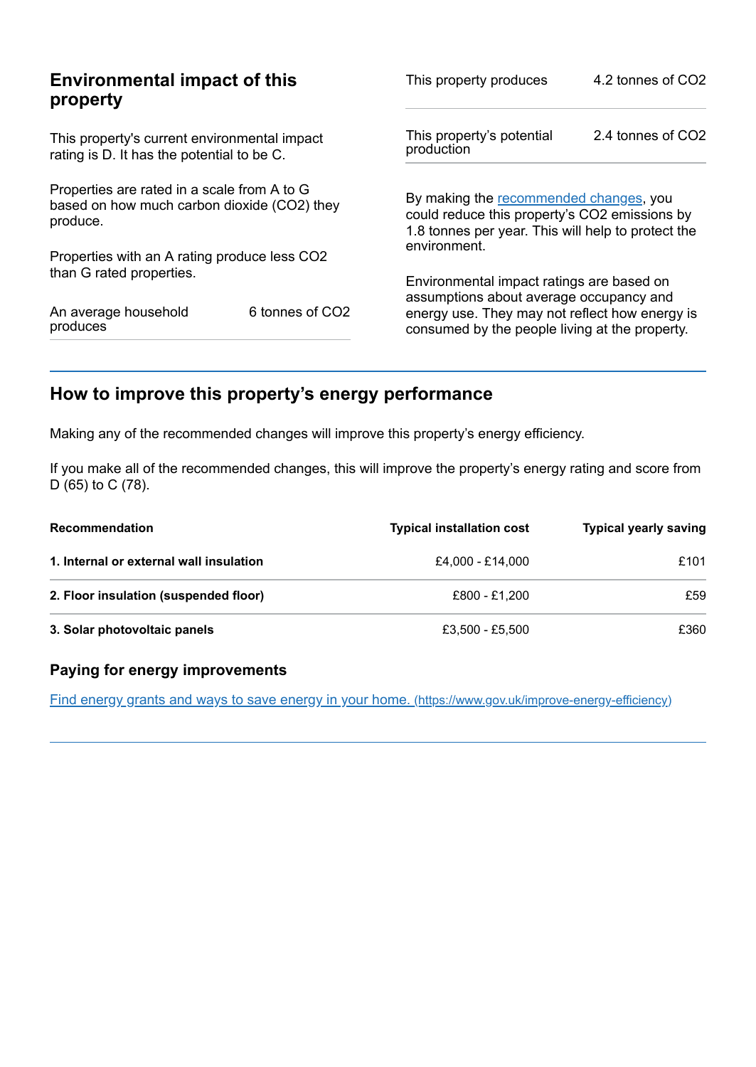## Environmental impact of this property

This property's current environmental impact rating is D. It has the potential to be C.

Properties are rated in a scale from A to G based on how much carbon dioxide ($CO_2$) they produce.

Properties with an A rating produce less $CO_2$ than G rated properties.

| | |
|---|---|
| An average household produces | 6 tonnes of $CO_2$ |

| | |
|---|---|
| This property produces | 4.2 tonnes of $CO_2$ |
| This property's potential production | 2.4 tonnes of $CO_2$ |

By making the [recommended changes](#), you could reduce this property's $CO_2$ emissions by 1.8 tonnes per year. This will help to protect the environment.

Environmental impact ratings are based on assumptions about average occupancy and energy use. They may not reflect how energy is consumed by the people living at the property.

## How to improve this property's energy performance

Making any of the recommended changes will improve this property's energy efficiency.

If you make all of the recommended changes, this will improve the property's energy rating and score from D (65) to C (78).

| Recommendation | Typical installation cost | Typical yearly saving |
|---|---|---|
| **1. Internal or external wall insulation** | £4,000 - £14,000 | £101 |
| **2. Floor insulation (suspended floor)** | £800 - £1,200 | £59 |
| **3. Solar photovoltaic panels** | £3,500 - £5,500 | £360 |

### Paying for energy improvements

[Find energy grants and ways to save energy in your home.](https://www.gov.uk/improve-energy-efficiency) (https://www.gov.uk/improve-energy-efficiency)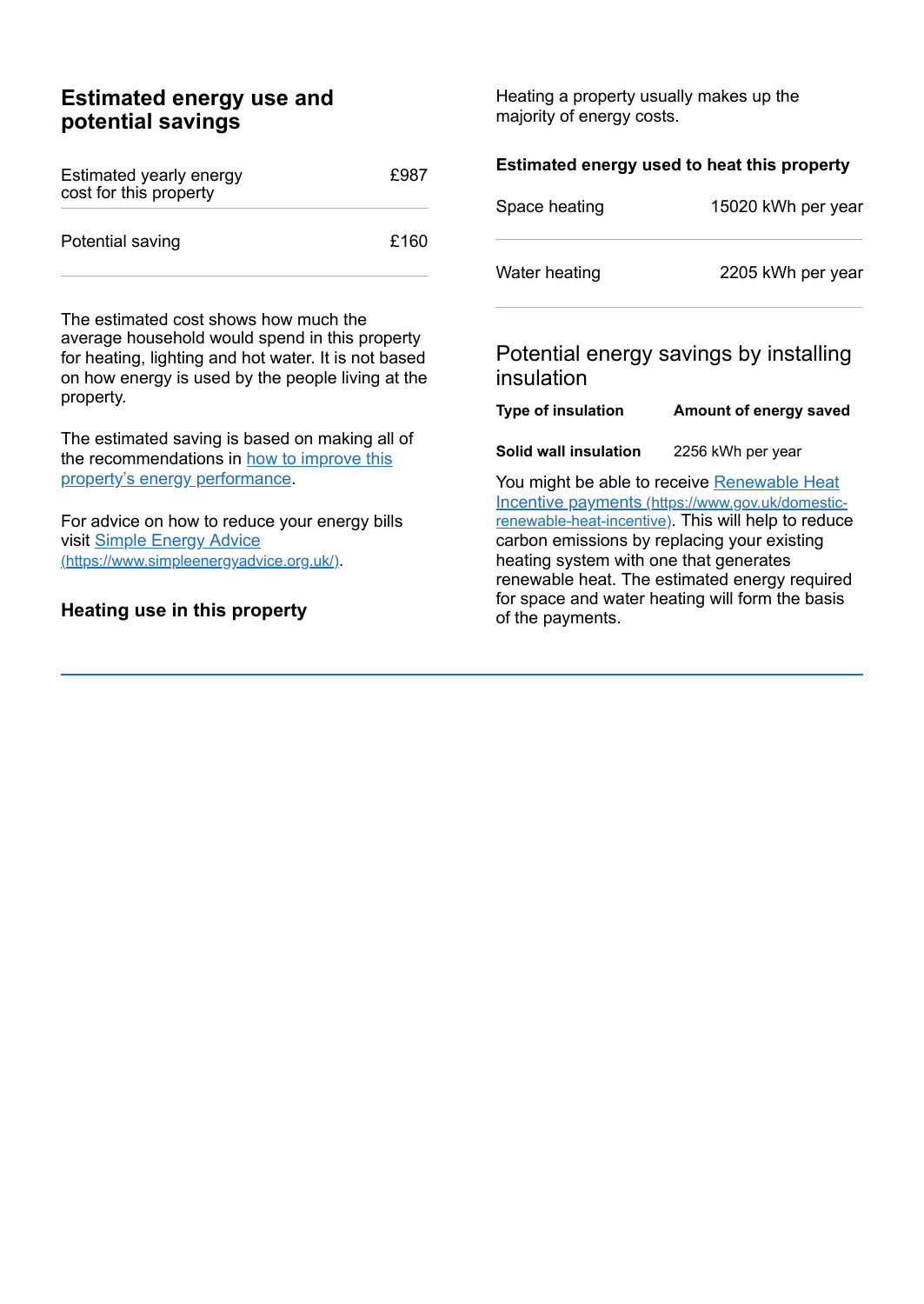## Estimated energy use and potential savings

| Estimated yearly energy cost for this property | £987 |
| --- | --- |
| Potential saving | £160 |

The estimated cost shows how much the average household would spend in this property for heating, lighting and hot water. It is not based on how energy is used by the people living at the property.

The estimated saving is based on making all of the recommendations in [how to improve this property's energy performance](#).

For advice on how to reduce your energy bills visit [Simple Energy Advice (https://www.simpleenergyadvice.org.uk/)](https://www.simpleenergyadvice.org.uk/).

## Heating use in this property

Heating a property usually makes up the majority of energy costs.

### Estimated energy used to heat this property

| Space heating | 15020 kWh per year |
| --- | --- |
| Water heating | 2205 kWh per year |

### Potential energy savings by installing insulation

| Type of insulation | Amount of energy saved |
| --- | --- |
| **Solid wall insulation** | 2256 kWh per year |

You might be able to receive [Renewable Heat Incentive payments (https://www.gov.uk/domestic-renewable-heat-incentive)](https://www.gov.uk/domestic-renewable-heat-incentive). This will help to reduce carbon emissions by replacing your existing heating system with one that generates renewable heat. The estimated energy required for space and water heating will form the basis of the payments.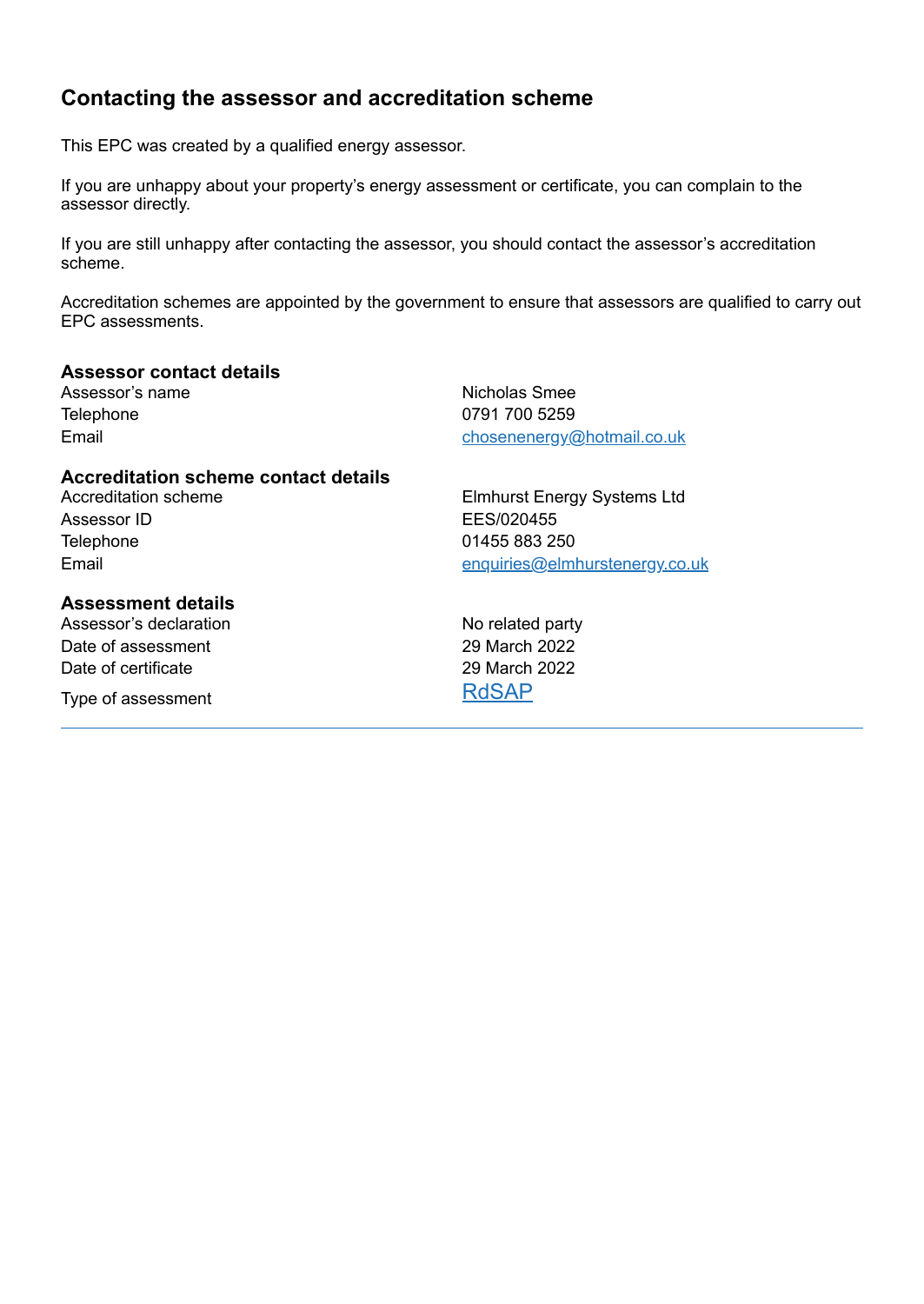## Contacting the assessor and accreditation scheme

This EPC was created by a qualified energy assessor.

If you are unhappy about your property's energy assessment or certificate, you can complain to the assessor directly.

If you are still unhappy after contacting the assessor, you should contact the assessor's accreditation scheme.

Accreditation schemes are appointed by the government to ensure that assessors are qualified to carry out EPC assessments.

### Assessor contact details

| | |
|---|---|
| Assessor's name | Nicholas Smee |
| Telephone | 0791 700 5259 |
| Email | chosenenergy@hotmail.co.uk |

### Accreditation scheme contact details

| | |
|---|---|
| Accreditation scheme | Elmhurst Energy Systems Ltd |
| Assessor ID | EES/020455 |
| Telephone | 01455 883 250 |
| Email | enquiries@elmhurstenergy.co.uk |

### Assessment details

| | |
|---|---|
| Assessor's declaration | No related party |
| Date of assessment | 29 March 2022 |
| Date of certificate | 29 March 2022 |
| Type of assessment | RdSAP |